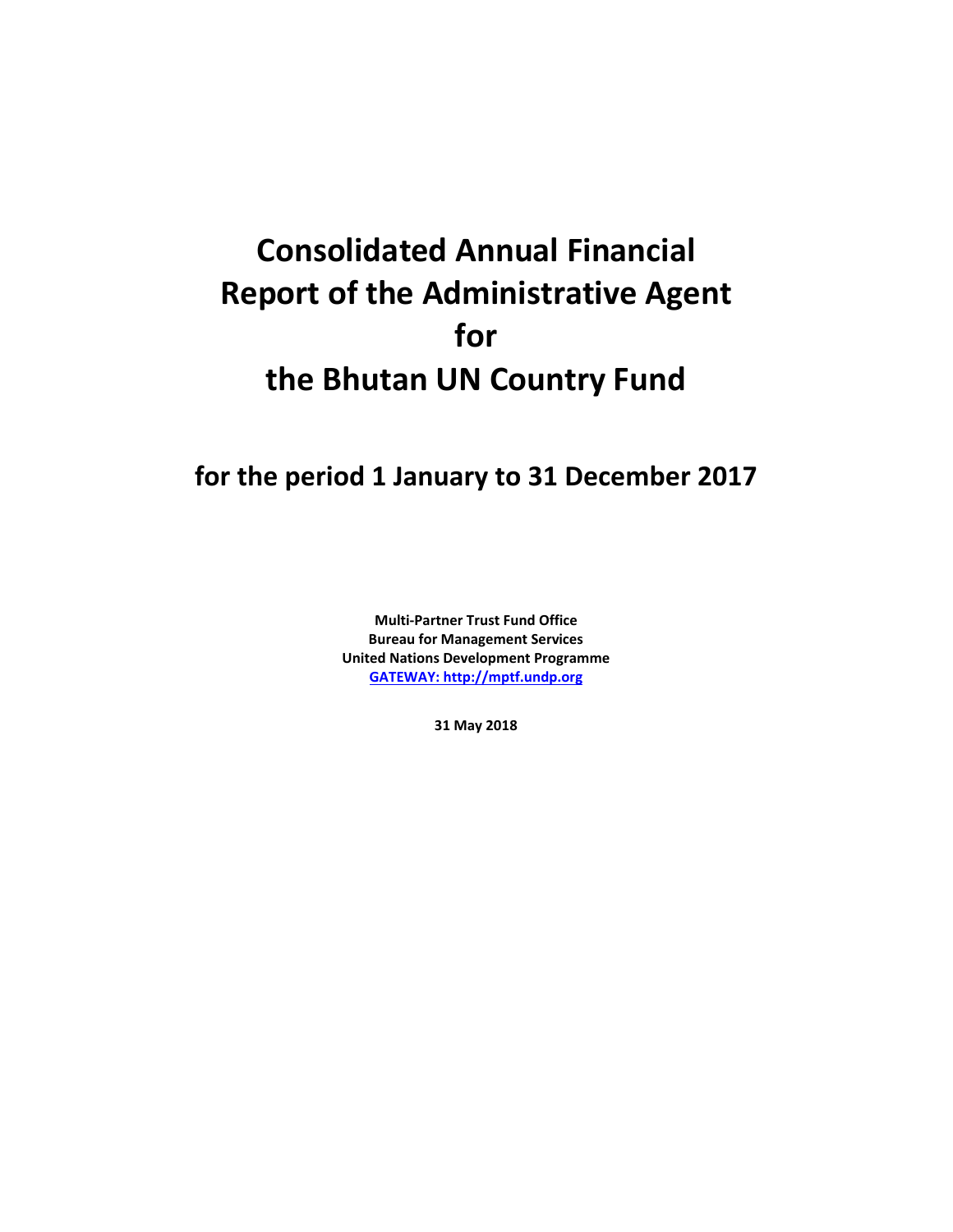# Consolidated Annual Financial Report of the Administrative Agent for the Bhutan UN Country Fund

## for the period 1 January to 31 December 2017

**Multi-Partner Trust Fund Office**
**Bureau for Management Services**
**United Nations Development Programme**
**GATEWAY: http://mptf.undp.org**

**31 May 2018**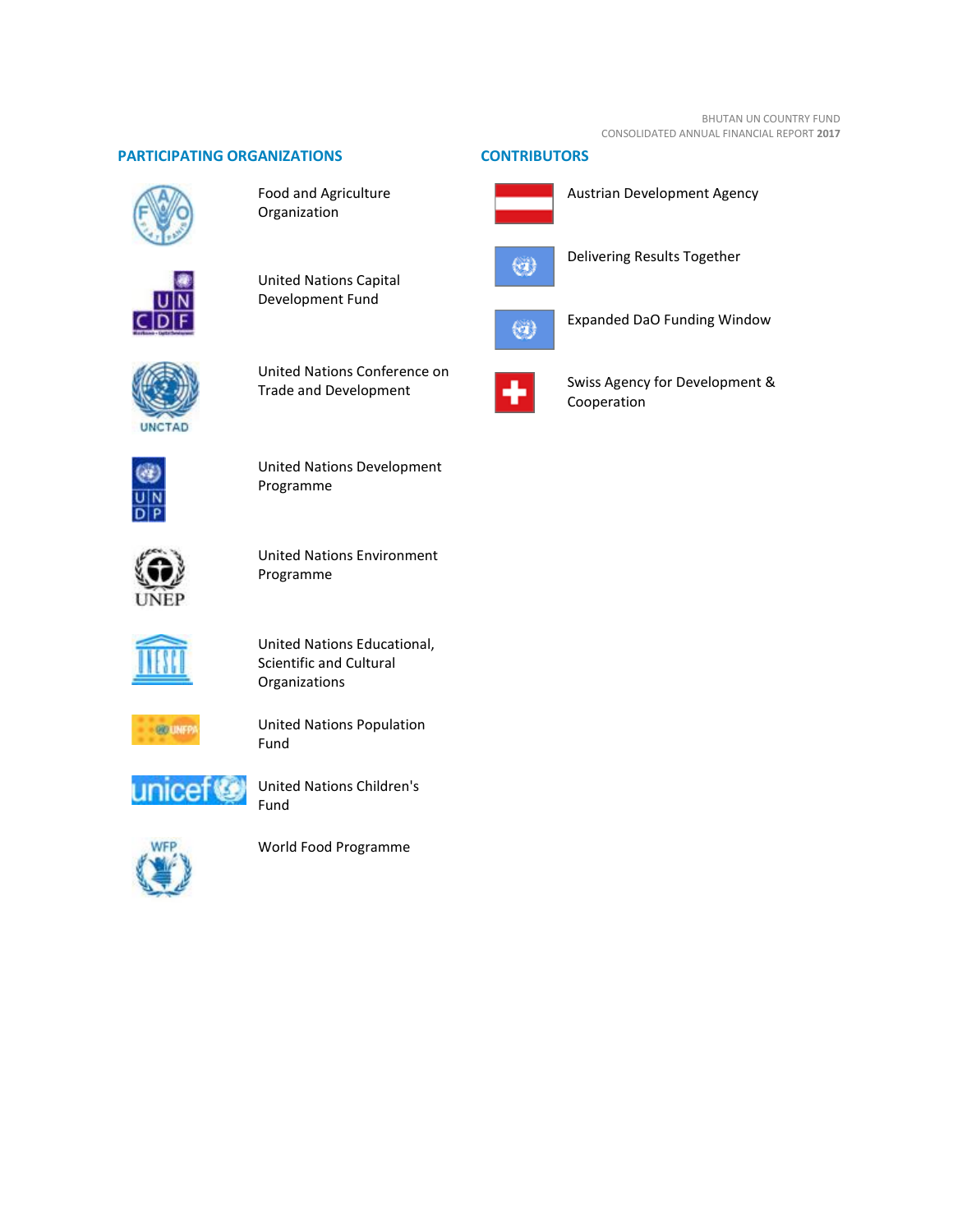## PARTICIPATING ORGANIZATIONS

- Food and Agriculture Organization
- United Nations Capital Development Fund
- United Nations Conference on Trade and Development
- United Nations Development Programme
- United Nations Environment Programme
- United Nations Educational, Scientific and Cultural Organizations
- United Nations Population Fund
- United Nations Children's Fund
- World Food Programme

## CONTRIBUTORS

- Austrian Development Agency
- Delivering Results Together
- Expanded DaO Funding Window
- Swiss Agency for Development & Cooperation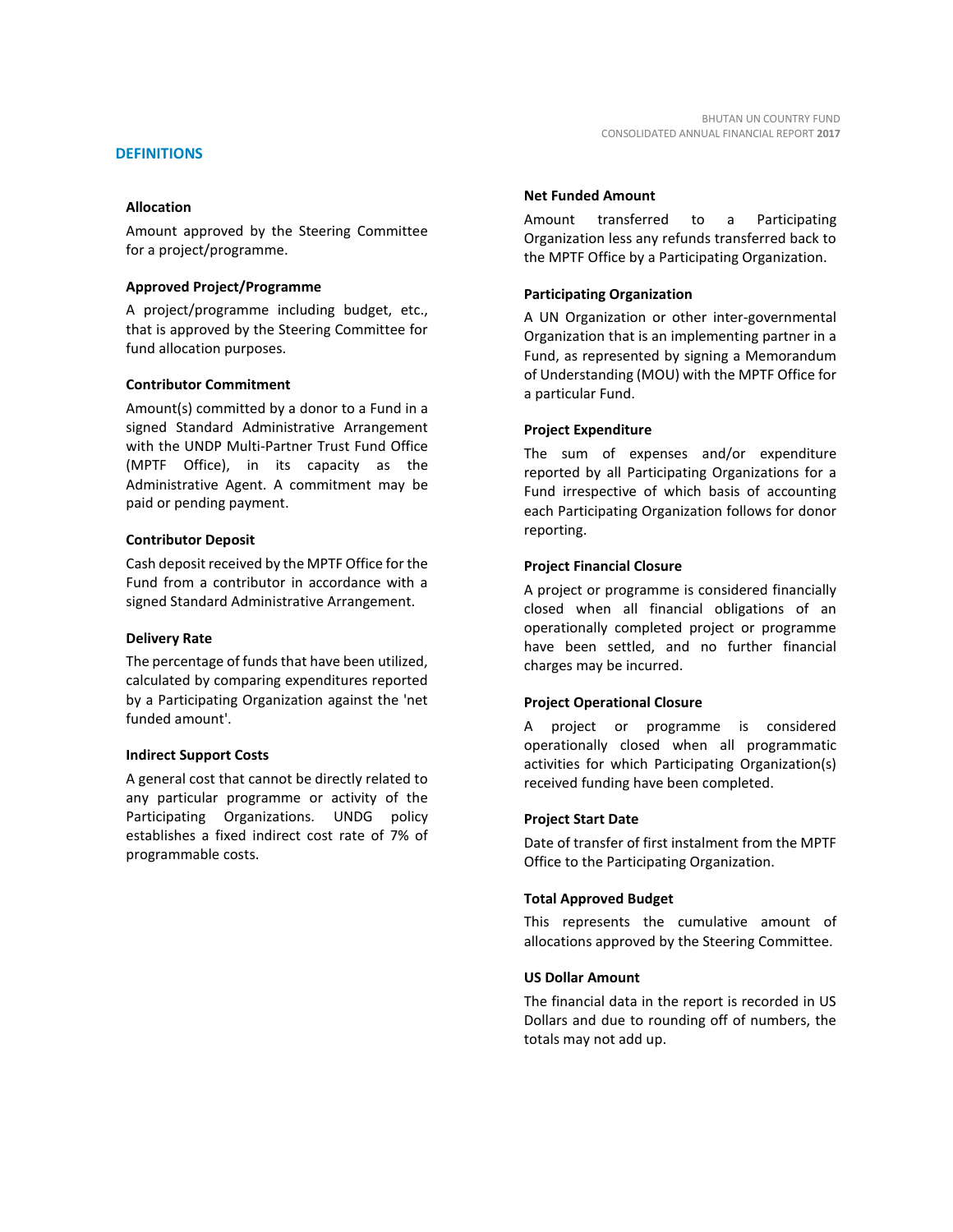## DEFINITIONS

### Allocation

Amount approved by the Steering Committee for a project/programme.

### Approved Project/Programme

A project/programme including budget, etc., that is approved by the Steering Committee for fund allocation purposes.

### Contributor Commitment

Amount(s) committed by a donor to a Fund in a signed Standard Administrative Arrangement with the UNDP Multi-Partner Trust Fund Office (MPTF Office), in its capacity as the Administrative Agent. A commitment may be paid or pending payment.

### Contributor Deposit

Cash deposit received by the MPTF Office for the Fund from a contributor in accordance with a signed Standard Administrative Arrangement.

### Delivery Rate

The percentage of funds that have been utilized, calculated by comparing expenditures reported by a Participating Organization against the 'net funded amount'.

### Indirect Support Costs

A general cost that cannot be directly related to any particular programme or activity of the Participating Organizations. UNDG policy establishes a fixed indirect cost rate of 7% of programmable costs.

### Net Funded Amount

Amount transferred to a Participating Organization less any refunds transferred back to the MPTF Office by a Participating Organization.

### Participating Organization

A UN Organization or other inter-governmental Organization that is an implementing partner in a Fund, as represented by signing a Memorandum of Understanding (MOU) with the MPTF Office for a particular Fund.

### Project Expenditure

The sum of expenses and/or expenditure reported by all Participating Organizations for a Fund irrespective of which basis of accounting each Participating Organization follows for donor reporting.

### Project Financial Closure

A project or programme is considered financially closed when all financial obligations of an operationally completed project or programme have been settled, and no further financial charges may be incurred.

### Project Operational Closure

A project or programme is considered operationally closed when all programmatic activities for which Participating Organization(s) received funding have been completed.

### Project Start Date

Date of transfer of first instalment from the MPTF Office to the Participating Organization.

### Total Approved Budget

This represents the cumulative amount of allocations approved by the Steering Committee.

### US Dollar Amount

The financial data in the report is recorded in US Dollars and due to rounding off of numbers, the totals may not add up.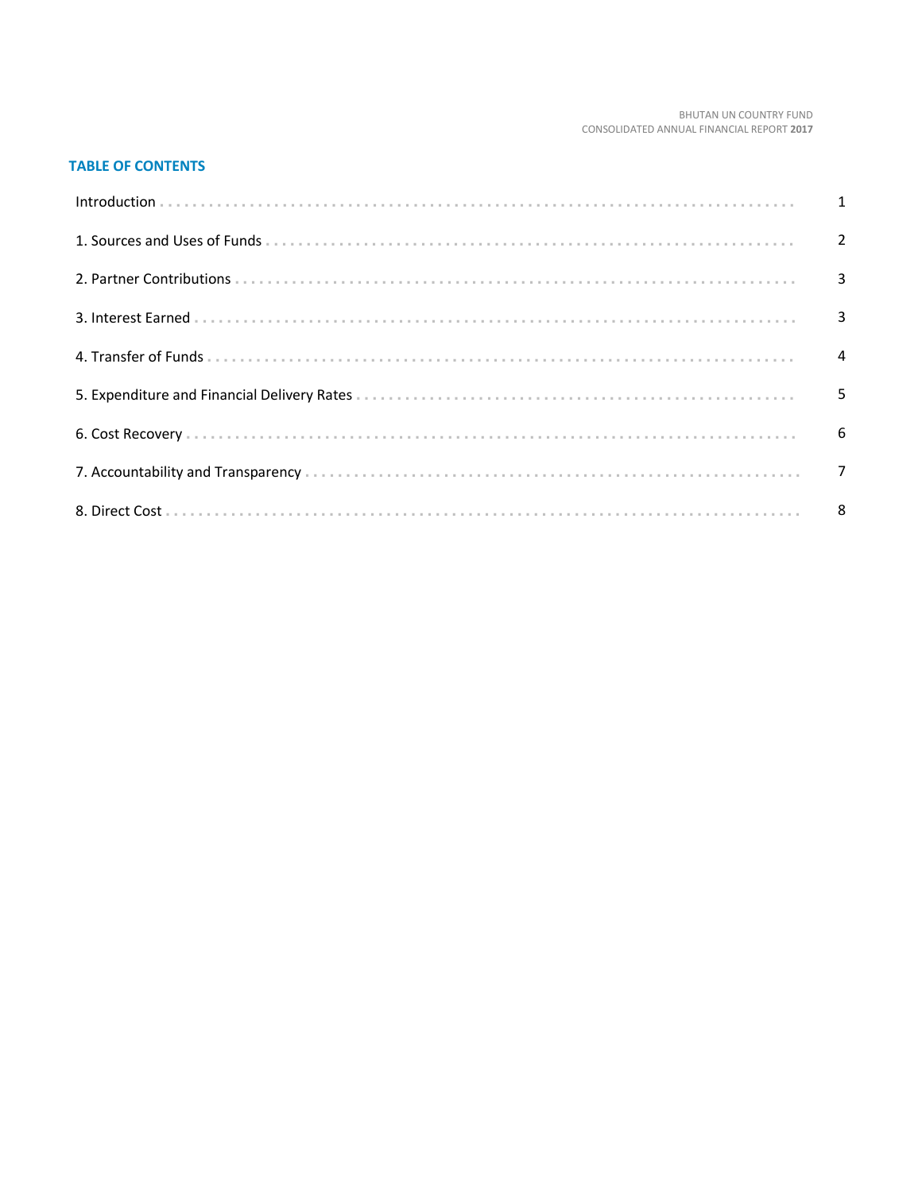## TABLE OF CONTENTS

| | |
|---|---|
| Introduction | 1 |
| 1. Sources and Uses of Funds | 2 |
| 2. Partner Contributions | 3 |
| 3. Interest Earned | 3 |
| 4. Transfer of Funds | 4 |
| 5. Expenditure and Financial Delivery Rates | 5 |
| 6. Cost Recovery | 6 |
| 7. Accountability and Transparency | 7 |
| 8. Direct Cost | 8 |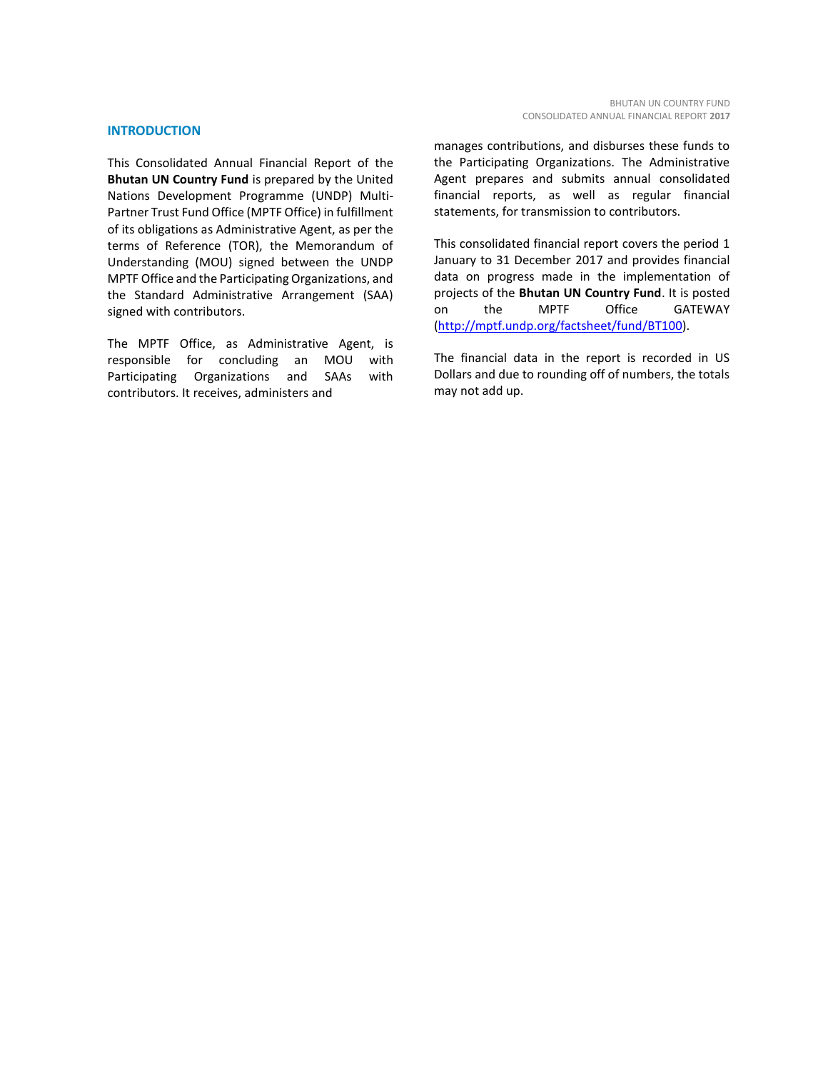## INTRODUCTION

This Consolidated Annual Financial Report of the **Bhutan UN Country Fund** is prepared by the United Nations Development Programme (UNDP) Multi-Partner Trust Fund Office (MPTF Office) in fulfillment of its obligations as Administrative Agent, as per the terms of Reference (TOR), the Memorandum of Understanding (MOU) signed between the UNDP MPTF Office and the Participating Organizations, and the Standard Administrative Arrangement (SAA) signed with contributors.

The MPTF Office, as Administrative Agent, is responsible for concluding an MOU with Participating Organizations and SAAs with contributors. It receives, administers and manages contributions, and disburses these funds to the Participating Organizations. The Administrative Agent prepares and submits annual consolidated financial reports, as well as regular financial statements, for transmission to contributors.

This consolidated financial report covers the period 1 January to 31 December 2017 and provides financial data on progress made in the implementation of projects of the **Bhutan UN Country Fund**. It is posted on the MPTF Office GATEWAY (http://mptf.undp.org/factsheet/fund/BT100).

The financial data in the report is recorded in US Dollars and due to rounding off of numbers, the totals may not add up.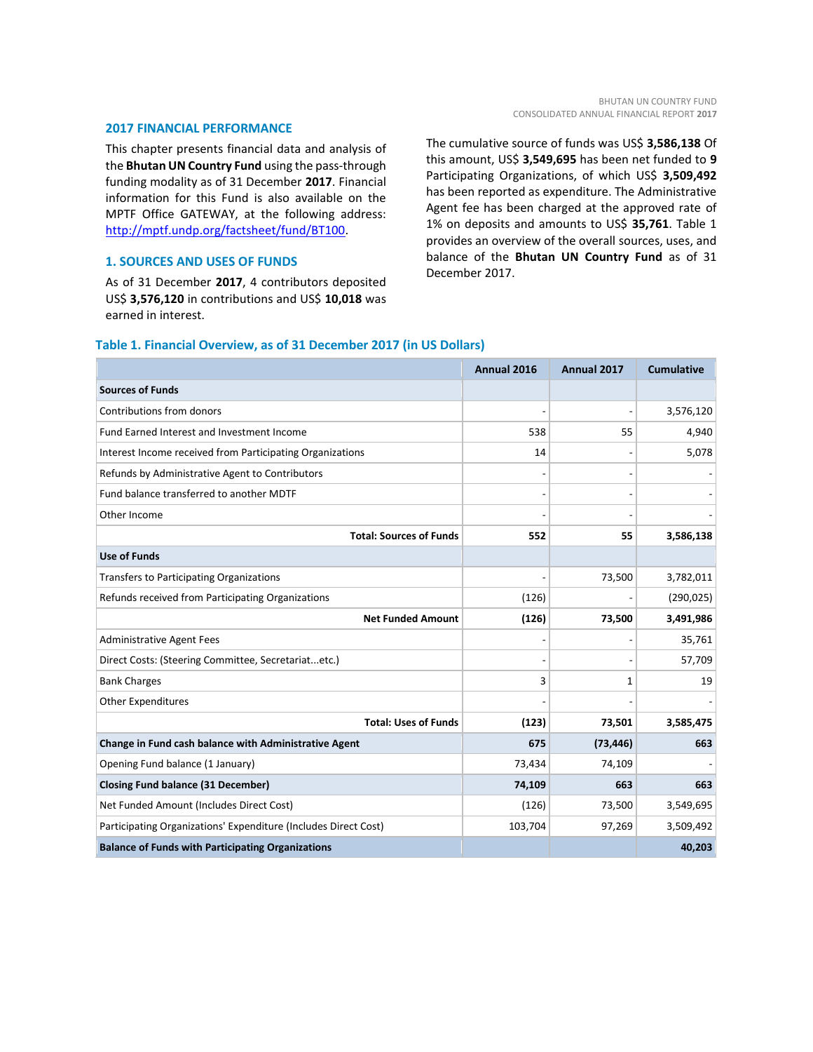## 2017 FINANCIAL PERFORMANCE

This chapter presents financial data and analysis of the **Bhutan UN Country Fund** using the pass-through funding modality as of 31 December **2017**. Financial information for this Fund is also available on the MPTF Office GATEWAY, at the following address: [http://mptf.undp.org/factsheet/fund/BT100](http://mptf.undp.org/factsheet/fund/BT100).

### 1. SOURCES AND USES OF FUNDS

As of 31 December **2017**, 4 contributors deposited US$ **3,576,120** in contributions and US$ **10,018** was earned in interest.

The cumulative source of funds was US$ **3,586,138** Of this amount, US$ **3,549,695** has been net funded to **9** Participating Organizations, of which US$ **3,509,492** has been reported as expenditure. The Administrative Agent fee has been charged at the approved rate of 1% on deposits and amounts to US$ **35,761**. Table 1 provides an overview of the overall sources, uses, and balance of the **Bhutan UN Country Fund** as of 31 December 2017.

**Table 1. Financial Overview, as of 31 December 2017 (in US Dollars)**

| | Annual 2016 | Annual 2017 | Cumulative |
|---|---|---|---|
| **Sources of Funds** | | | |
| Contributions from donors | - | - | 3,576,120 |
| Fund Earned Interest and Investment Income | 538 | 55 | 4,940 |
| Interest Income received from Participating Organizations | 14 | - | 5,078 |
| Refunds by Administrative Agent to Contributors | - | - | - |
| Fund balance transferred to another MDTF | - | - | - |
| Other Income | - | - | - |
| **Total: Sources of Funds** | **552** | **55** | **3,586,138** |
| **Use of Funds** | | | |
| Transfers to Participating Organizations | - | 73,500 | 3,782,011 |
| Refunds received from Participating Organizations | (126) | - | (290,025) |
| **Net Funded Amount** | **(126)** | **73,500** | **3,491,986** |
| Administrative Agent Fees | - | - | 35,761 |
| Direct Costs: (Steering Committee, Secretariat...etc.) | - | - | 57,709 |
| Bank Charges | 3 | 1 | 19 |
| Other Expenditures | - | - | - |
| **Total: Uses of Funds** | **(123)** | **73,501** | **3,585,475** |
| **Change in Fund cash balance with Administrative Agent** | **675** | **(73,446)** | **663** |
| Opening Fund balance (1 January) | 73,434 | 74,109 | - |
| **Closing Fund balance (31 December)** | **74,109** | **663** | **663** |
| Net Funded Amount (Includes Direct Cost) | (126) | 73,500 | 3,549,695 |
| Participating Organizations' Expenditure (Includes Direct Cost) | 103,704 | 97,269 | 3,509,492 |
| **Balance of Funds with Participating Organizations** | | | **40,203** |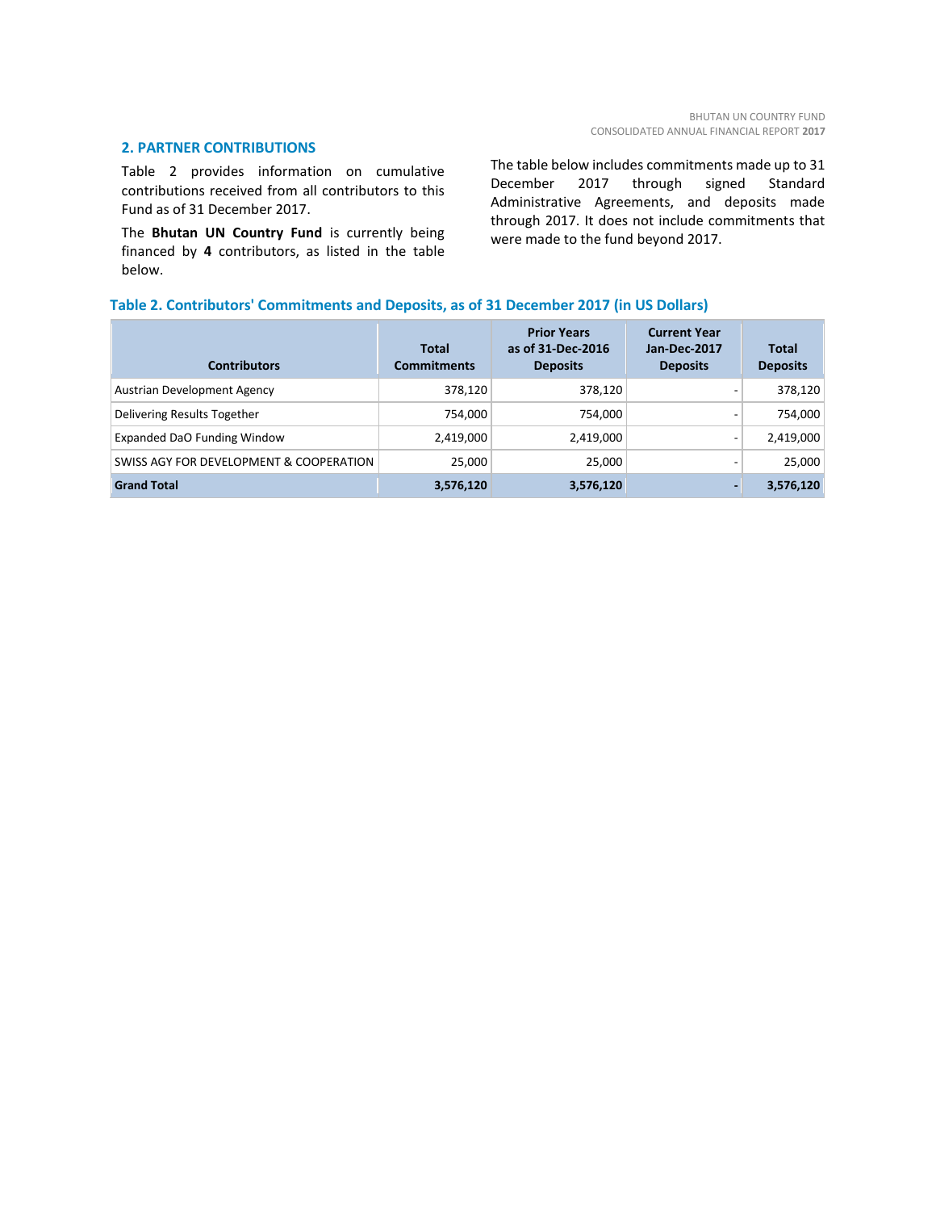## 2. PARTNER CONTRIBUTIONS

Table 2 provides information on cumulative contributions received from all contributors to this Fund as of 31 December 2017.

The **Bhutan UN Country Fund** is currently being financed by **4** contributors, as listed in the table below.

The table below includes commitments made up to 31 December 2017 through signed Standard Administrative Agreements, and deposits made through 2017. It does not include commitments that were made to the fund beyond 2017.

**Table 2. Contributors' Commitments and Deposits, as of 31 December 2017 (in US Dollars)**

| Contributors | Total Commitments | Prior Years as of 31-Dec-2016 Deposits | Current Year Jan-Dec-2017 Deposits | Total Deposits |
|---|---|---|---|---|
| Austrian Development Agency | 378,120 | 378,120 | - | 378,120 |
| Delivering Results Together | 754,000 | 754,000 | - | 754,000 |
| Expanded DaO Funding Window | 2,419,000 | 2,419,000 | - | 2,419,000 |
| SWISS AGY FOR DEVELOPMENT & COOPERATION | 25,000 | 25,000 | - | 25,000 |
| **Grand Total** | **3,576,120** | **3,576,120** | **-** | **3,576,120** |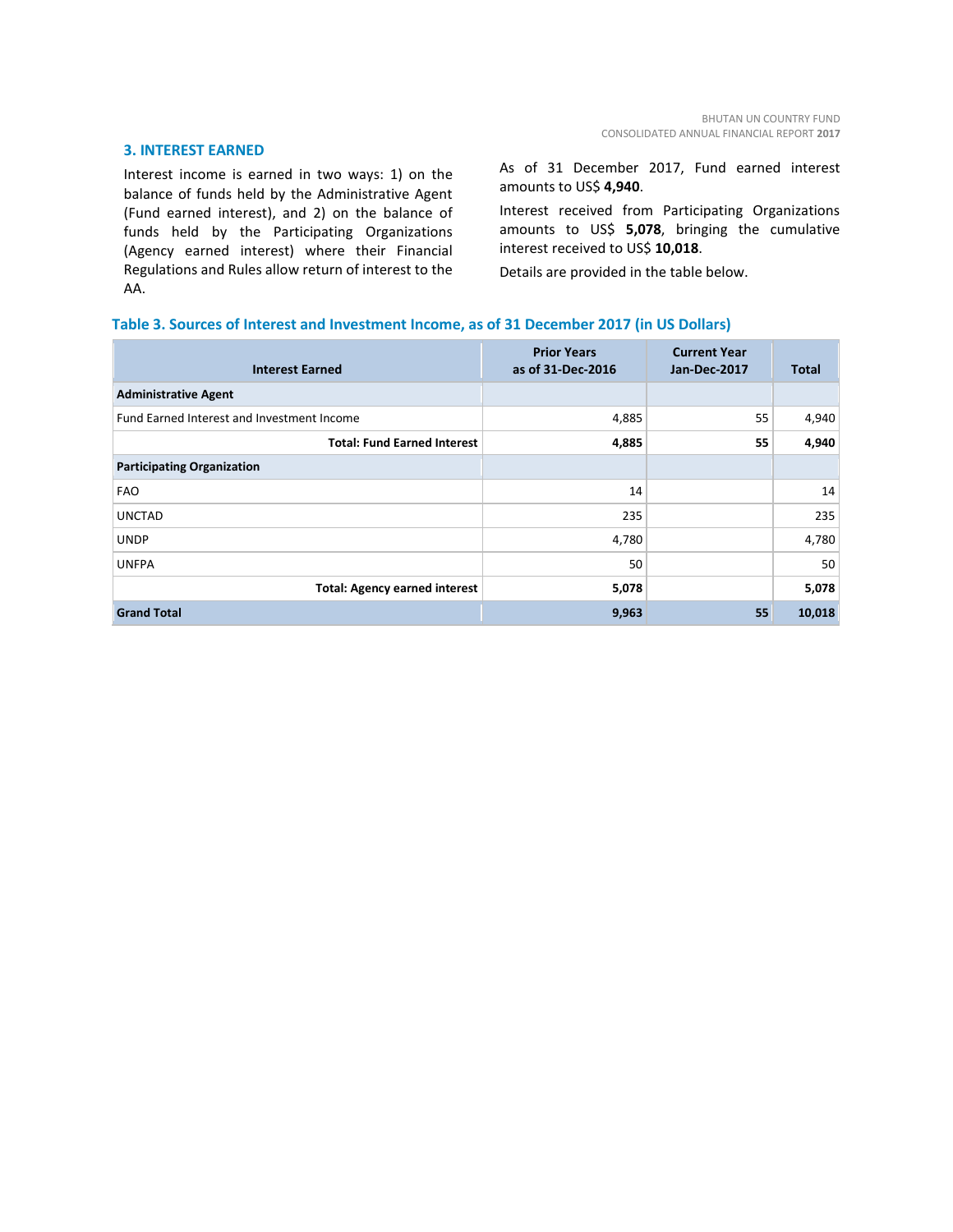## 3. INTEREST EARNED

Interest income is earned in two ways: 1) on the balance of funds held by the Administrative Agent (Fund earned interest), and 2) on the balance of funds held by the Participating Organizations (Agency earned interest) where their Financial Regulations and Rules allow return of interest to the AA.

As of 31 December 2017, Fund earned interest amounts to US$ **4,940**.

Interest received from Participating Organizations amounts to US$ **5,078**, bringing the cumulative interest received to US$ **10,018**.

Details are provided in the table below.

### Table 3. Sources of Interest and Investment Income, as of 31 December 2017 (in US Dollars)

| Interest Earned | Prior Years as of 31-Dec-2016 | Current Year Jan-Dec-2017 | Total |
|---|---|---|---|
| **Administrative Agent** | | | |
| Fund Earned Interest and Investment Income | 4,885 | 55 | 4,940 |
| **Total: Fund Earned Interest** | **4,885** | **55** | **4,940** |
| **Participating Organization** | | | |
| FAO | 14 | | 14 |
| UNCTAD | 235 | | 235 |
| UNDP | 4,780 | | 4,780 |
| UNFPA | 50 | | 50 |
| **Total: Agency earned interest** | **5,078** | | **5,078** |
| **Grand Total** | **9,963** | **55** | **10,018** |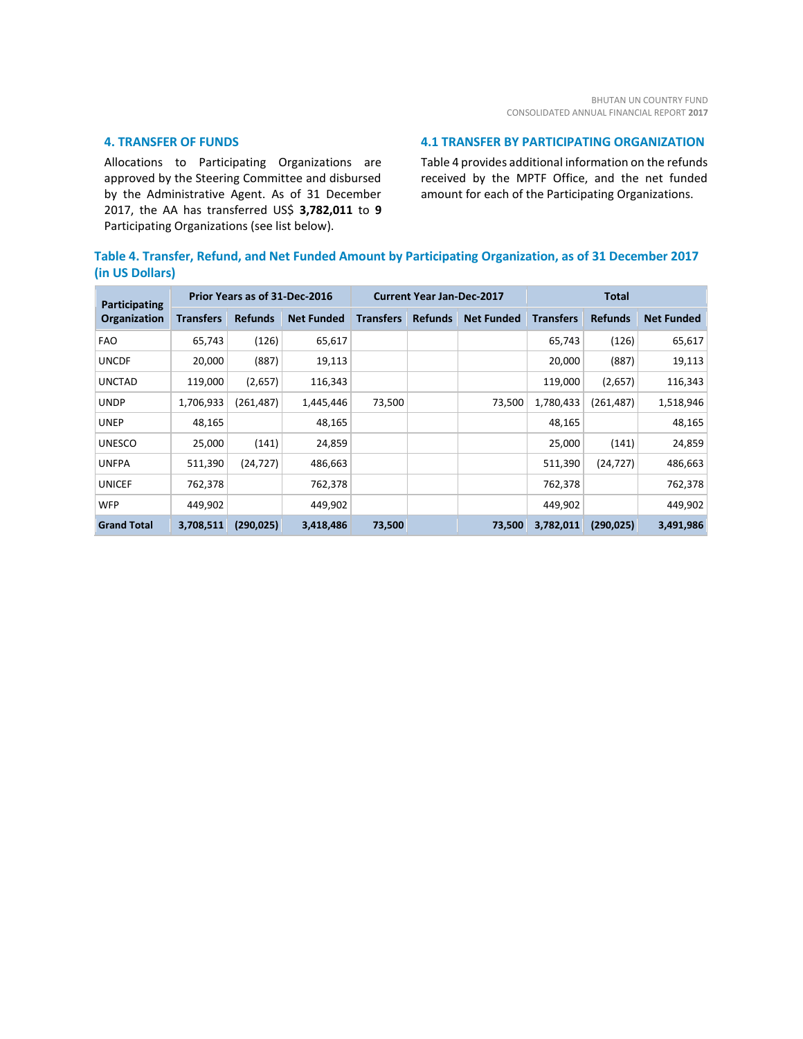## 4. TRANSFER OF FUNDS

Allocations to Participating Organizations are approved by the Steering Committee and disbursed by the Administrative Agent. As of 31 December 2017, the AA has transferred US$ **3,782,011** to **9** Participating Organizations (see list below).

## 4.1 TRANSFER BY PARTICIPATING ORGANIZATION

Table 4 provides additional information on the refunds received by the MPTF Office, and the net funded amount for each of the Participating Organizations.

**Table 4. Transfer, Refund, and Net Funded Amount by Participating Organization, as of 31 December 2017 (in US Dollars)**

| Participating Organization | Prior Years as of 31-Dec-2016 | | | Current Year Jan-Dec-2017 | | | Total | | |
|---|---|---|---|---|---|---|---|---|---|
| | Transfers | Refunds | Net Funded | Transfers | Refunds | Net Funded | Transfers | Refunds | Net Funded |
| FAO | 65,743 | (126) | 65,617 | | | | 65,743 | (126) | 65,617 |
| UNCDF | 20,000 | (887) | 19,113 | | | | 20,000 | (887) | 19,113 |
| UNCTAD | 119,000 | (2,657) | 116,343 | | | | 119,000 | (2,657) | 116,343 |
| UNDP | 1,706,933 | (261,487) | 1,445,446 | 73,500 | | 73,500 | 1,780,433 | (261,487) | 1,518,946 |
| UNEP | 48,165 | | 48,165 | | | | 48,165 | | 48,165 |
| UNESCO | 25,000 | (141) | 24,859 | | | | 25,000 | (141) | 24,859 |
| UNFPA | 511,390 | (24,727) | 486,663 | | | | 511,390 | (24,727) | 486,663 |
| UNICEF | 762,378 | | 762,378 | | | | 762,378 | | 762,378 |
| WFP | 449,902 | | 449,902 | | | | 449,902 | | 449,902 |
| **Grand Total** | **3,708,511** | **(290,025)** | **3,418,486** | **73,500** | | **73,500** | **3,782,011** | **(290,025)** | **3,491,986** |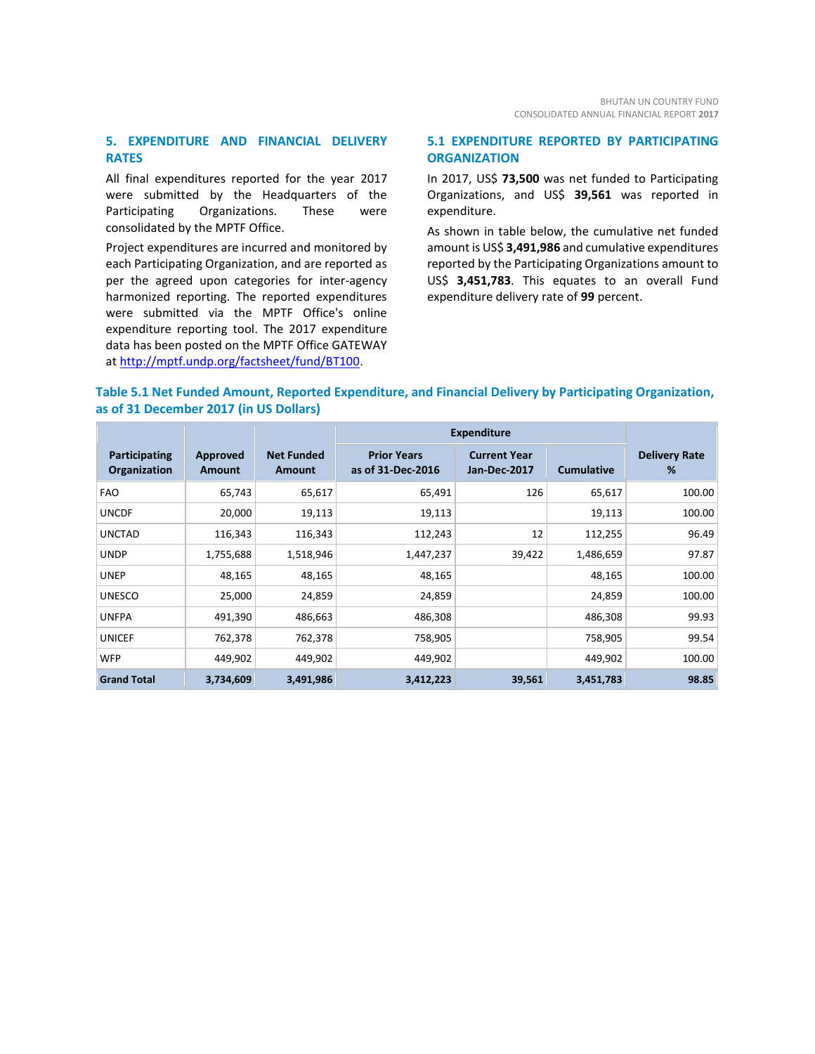## 5. EXPENDITURE AND FINANCIAL DELIVERY RATES

All final expenditures reported for the year 2017 were submitted by the Headquarters of the Participating Organizations. These were consolidated by the MPTF Office.

Project expenditures are incurred and monitored by each Participating Organization, and are reported as per the agreed upon categories for inter-agency harmonized reporting. The reported expenditures were submitted via the MPTF Office's online expenditure reporting tool. The 2017 expenditure data has been posted on the MPTF Office GATEWAY at [http://mptf.undp.org/factsheet/fund/BT100](http://mptf.undp.org/factsheet/fund/BT100).

### 5.1 EXPENDITURE REPORTED BY PARTICIPATING ORGANIZATION

In 2017, US$ **73,500** was net funded to Participating Organizations, and US$ **39,561** was reported in expenditure.

As shown in table below, the cumulative net funded amount is US$ **3,491,986** and cumulative expenditures reported by the Participating Organizations amount to US$ **3,451,783**. This equates to an overall Fund expenditure delivery rate of **99** percent.

**Table 5.1 Net Funded Amount, Reported Expenditure, and Financial Delivery by Participating Organization, as of 31 December 2017 (in US Dollars)**

| Participating Organization | Approved Amount | Net Funded Amount | Expenditure | | | Delivery Rate % |
|---|---|---|---|---|---|---|
| | | | Prior Years as of 31-Dec-2016 | Current Year Jan-Dec-2017 | Cumulative | |
| FAO | 65,743 | 65,617 | 65,491 | 126 | 65,617 | 100.00 |
| UNCDF | 20,000 | 19,113 | 19,113 | | 19,113 | 100.00 |
| UNCTAD | 116,343 | 116,343 | 112,243 | 12 | 112,255 | 96.49 |
| UNDP | 1,755,688 | 1,518,946 | 1,447,237 | 39,422 | 1,486,659 | 97.87 |
| UNEP | 48,165 | 48,165 | 48,165 | | 48,165 | 100.00 |
| UNESCO | 25,000 | 24,859 | 24,859 | | 24,859 | 100.00 |
| UNFPA | 491,390 | 486,663 | 486,308 | | 486,308 | 99.93 |
| UNICEF | 762,378 | 762,378 | 758,905 | | 758,905 | 99.54 |
| WFP | 449,902 | 449,902 | 449,902 | | 449,902 | 100.00 |
| **Grand Total** | **3,734,609** | **3,491,986** | **3,412,223** | **39,561** | **3,451,783** | **98.85** |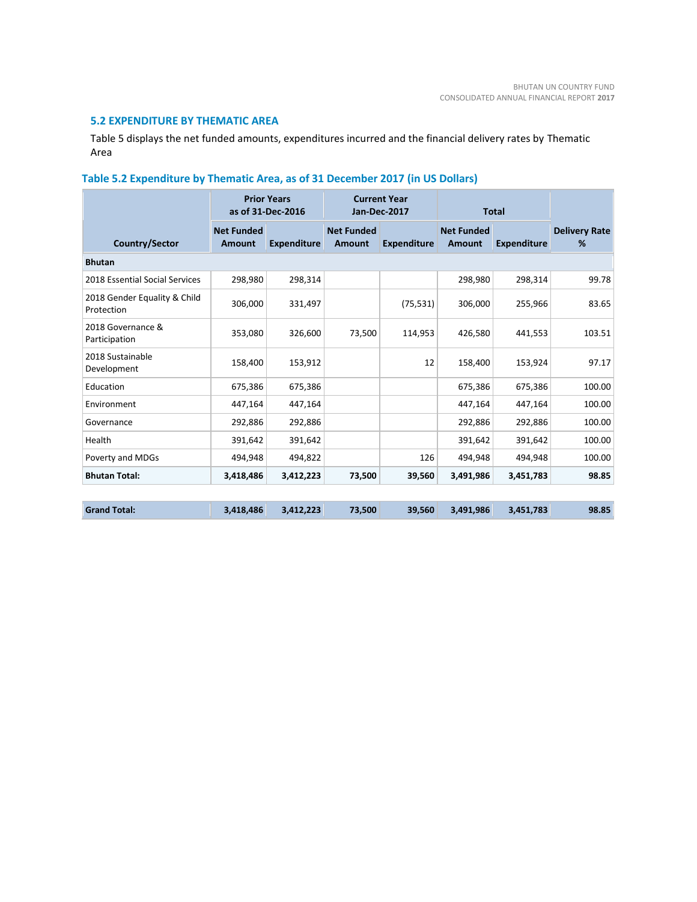## 5.2 EXPENDITURE BY THEMATIC AREA

Table 5 displays the net funded amounts, expenditures incurred and the financial delivery rates by Thematic Area

### Table 5.2 Expenditure by Thematic Area, as of 31 December 2017 (in US Dollars)

| Country/Sector | Prior Years as of 31-Dec-2016 | | Current Year Jan-Dec-2017 | | Total | | Delivery Rate % |
|---|---|---|---|---|---|---|---|
| | Net Funded Amount | Expenditure | Net Funded Amount | Expenditure | Net Funded Amount | Expenditure | |
| **Bhutan** | | | | | | | |
| 2018 Essential Social Services | 298,980 | 298,314 | | | 298,980 | 298,314 | 99.78 |
| 2018 Gender Equality & Child Protection | 306,000 | 331,497 | | (75,531) | 306,000 | 255,966 | 83.65 |
| 2018 Governance & Participation | 353,080 | 326,600 | 73,500 | 114,953 | 426,580 | 441,553 | 103.51 |
| 2018 Sustainable Development | 158,400 | 153,912 | | 12 | 158,400 | 153,924 | 97.17 |
| Education | 675,386 | 675,386 | | | 675,386 | 675,386 | 100.00 |
| Environment | 447,164 | 447,164 | | | 447,164 | 447,164 | 100.00 |
| Governance | 292,886 | 292,886 | | | 292,886 | 292,886 | 100.00 |
| Health | 391,642 | 391,642 | | | 391,642 | 391,642 | 100.00 |
| Poverty and MDGs | 494,948 | 494,822 | | 126 | 494,948 | 494,948 | 100.00 |
| **Bhutan Total:** | **3,418,486** | **3,412,223** | **73,500** | **39,560** | **3,491,986** | **3,451,783** | **98.85** |
| **Grand Total:** | **3,418,486** | **3,412,223** | **73,500** | **39,560** | **3,491,986** | **3,451,783** | **98.85** |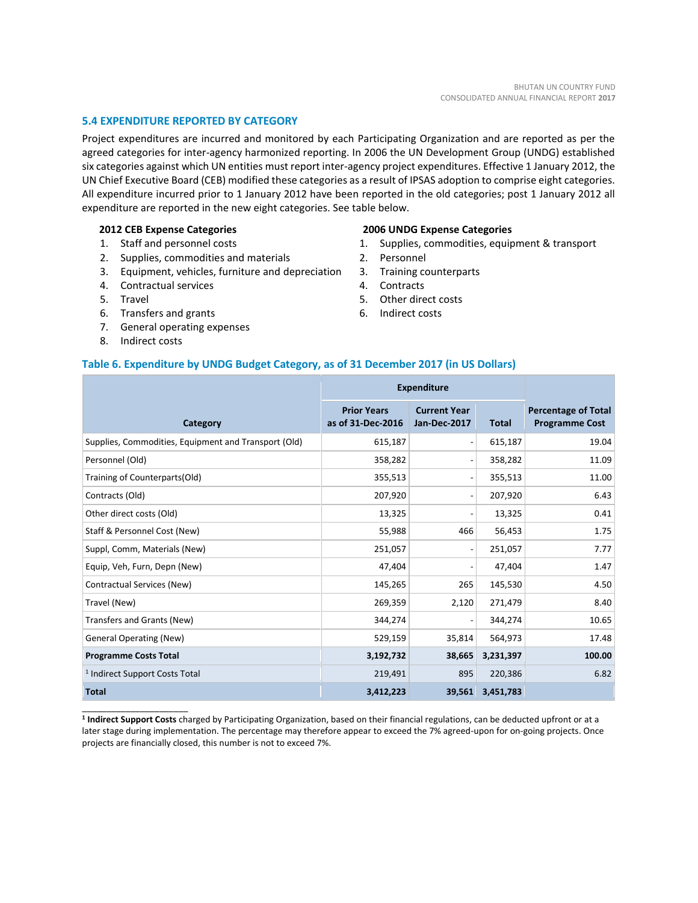## 5.4 EXPENDITURE REPORTED BY CATEGORY

Project expenditures are incurred and monitored by each Participating Organization and are reported as per the agreed categories for inter-agency harmonized reporting. In 2006 the UN Development Group (UNDG) established six categories against which UN entities must report inter-agency project expenditures. Effective 1 January 2012, the UN Chief Executive Board (CEB) modified these categories as a result of IPSAS adoption to comprise eight categories. All expenditure incurred prior to 1 January 2012 have been reported in the old categories; post 1 January 2012 all expenditure are reported in the new eight categories. See table below.

**2012 CEB Expense Categories**

1. Staff and personnel costs
2. Supplies, commodities and materials
3. Equipment, vehicles, furniture and depreciation
4. Contractual services
5. Travel
6. Transfers and grants
7. General operating expenses
8. Indirect costs

**2006 UNDG Expense Categories**

1. Supplies, commodities, equipment & transport
2. Personnel
3. Training counterparts
4. Contracts
5. Other direct costs
6. Indirect costs

### Table 6. Expenditure by UNDG Budget Category, as of 31 December 2017 (in US Dollars)

| Category | Expenditure | | | Percentage of Total Programme Cost |
|---|---|---|---|---|
| | Prior Years as of 31-Dec-2016 | Current Year Jan-Dec-2017 | Total | |
| Supplies, Commodities, Equipment and Transport (Old) | 615,187 | - | 615,187 | 19.04 |
| Personnel (Old) | 358,282 | - | 358,282 | 11.09 |
| Training of Counterparts(Old) | 355,513 | - | 355,513 | 11.00 |
| Contracts (Old) | 207,920 | - | 207,920 | 6.43 |
| Other direct costs (Old) | 13,325 | - | 13,325 | 0.41 |
| Staff & Personnel Cost (New) | 55,988 | 466 | 56,453 | 1.75 |
| Suppl, Comm, Materials (New) | 251,057 | - | 251,057 | 7.77 |
| Equip, Veh, Furn, Depn (New) | 47,404 | - | 47,404 | 1.47 |
| Contractual Services (New) | 145,265 | 265 | 145,530 | 4.50 |
| Travel (New) | 269,359 | 2,120 | 271,479 | 8.40 |
| Transfers and Grants (New) | 344,274 | - | 344,274 | 10.65 |
| General Operating (New) | 529,159 | 35,814 | 564,973 | 17.48 |
| **Programme Costs Total** | **3,192,732** | **38,665** | **3,231,397** | **100.00** |
| [1] Indirect Support Costs Total | 219,491 | 895 | 220,386 | 6.82 |
| **Total** | **3,412,223** | **39,561** | **3,451,783** | |

[1] **Indirect Support Costs** charged by Participating Organization, based on their financial regulations, can be deducted upfront or at a later stage during implementation. The percentage may therefore appear to exceed the 7% agreed-upon for on-going projects. Once projects are financially closed, this number is not to exceed 7%.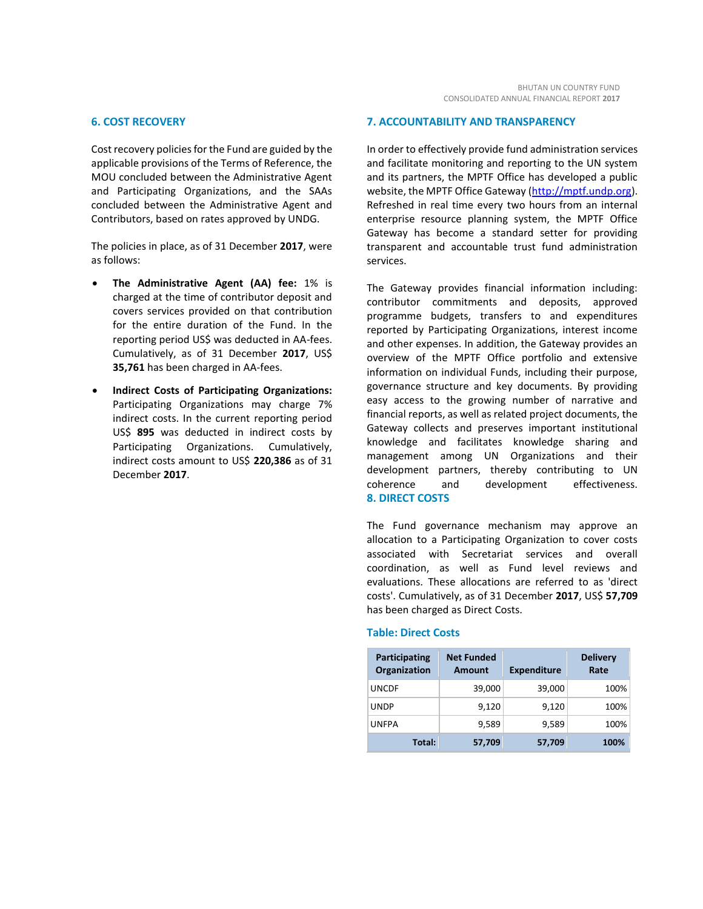## 6. COST RECOVERY

Cost recovery policies for the Fund are guided by the applicable provisions of the Terms of Reference, the MOU concluded between the Administrative Agent and Participating Organizations, and the SAAs concluded between the Administrative Agent and Contributors, based on rates approved by UNDG.

The policies in place, as of 31 December **2017**, were as follows:

- **The Administrative Agent (AA) fee:** 1% is charged at the time of contributor deposit and covers services provided on that contribution for the entire duration of the Fund. In the reporting period US$ was deducted in AA-fees. Cumulatively, as of 31 December **2017**, US$ **35,761** has been charged in AA-fees.
- **Indirect Costs of Participating Organizations:** Participating Organizations may charge 7% indirect costs. In the current reporting period US$ **895** was deducted in indirect costs by Participating Organizations. Cumulatively, indirect costs amount to US$ **220,386** as of 31 December **2017**.

## 7. ACCOUNTABILITY AND TRANSPARENCY

In order to effectively provide fund administration services and facilitate monitoring and reporting to the UN system and its partners, the MPTF Office has developed a public website, the MPTF Office Gateway (http://mptf.undp.org). Refreshed in real time every two hours from an internal enterprise resource planning system, the MPTF Office Gateway has become a standard setter for providing transparent and accountable trust fund administration services.

The Gateway provides financial information including: contributor commitments and deposits, approved programme budgets, transfers to and expenditures reported by Participating Organizations, interest income and other expenses. In addition, the Gateway provides an overview of the MPTF Office portfolio and extensive information on individual Funds, including their purpose, governance structure and key documents. By providing easy access to the growing number of narrative and financial reports, as well as related project documents, the Gateway collects and preserves important institutional knowledge and facilitates knowledge sharing and management among UN Organizations and their development partners, thereby contributing to UN coherence and development effectiveness.

## 8. DIRECT COSTS

The Fund governance mechanism may approve an allocation to a Participating Organization to cover costs associated with Secretariat services and overall coordination, as well as Fund level reviews and evaluations. These allocations are referred to as 'direct costs'. Cumulatively, as of 31 December **2017**, US$ **57,709** has been charged as Direct Costs.

### Table: Direct Costs

| Participating Organization | Net Funded Amount | Expenditure | Delivery Rate |
|---|---|---|---|
| UNCDF | 39,000 | 39,000 | 100% |
| UNDP | 9,120 | 9,120 | 100% |
| UNFPA | 9,589 | 9,589 | 100% |
| **Total:** | **57,709** | **57,709** | **100%** |